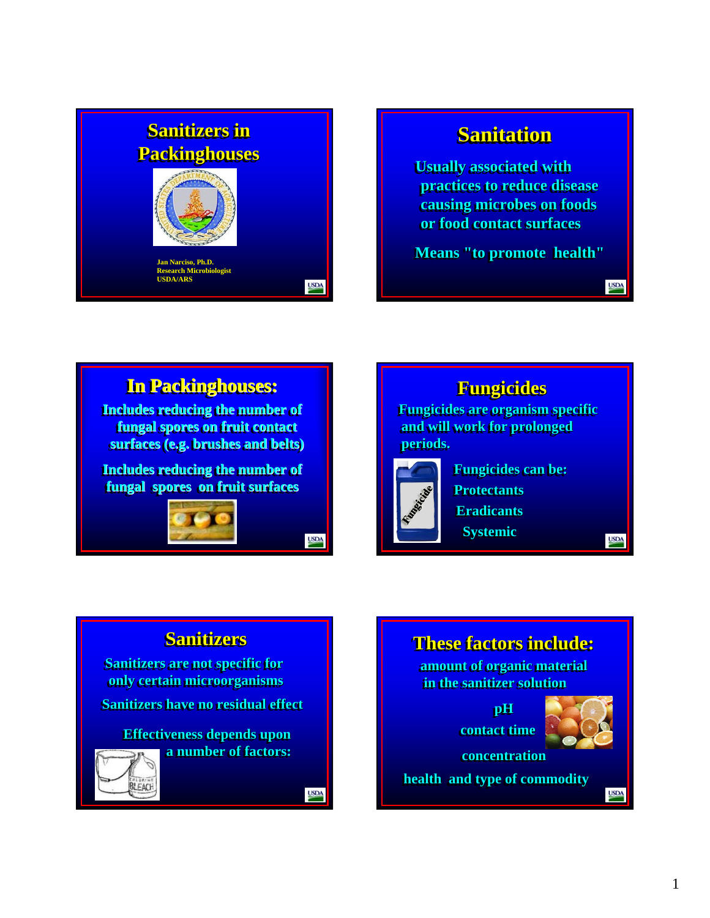## Sanitizers in Packinghouses

Jan Narciso, Ph.D.
Research Microbiologist
USDA/ARS

## Sanitation

Usually associated with practices to reduce disease causing microbes on foods or food contact surfaces

Means "to promote health"

## In Packinghouses:

Includes reducing the number of fungal spores on fruit contact surfaces (e.g. brushes and belts)

Includes reducing the number of fungal spores on fruit surfaces

## Fungicides

Fungicides are organism specific and will work for prolonged periods.

Fungicides can be:

- Protectants
- Eradicants
- Systemic

## Sanitizers

Sanitizers are not specific for only certain microorganisms

Sanitizers have no residual effect

Effectiveness depends upon a number of factors:

## These factors include:

- amount of organic material in the sanitizer solution
- pH
- contact time
- concentration
- health and type of commodity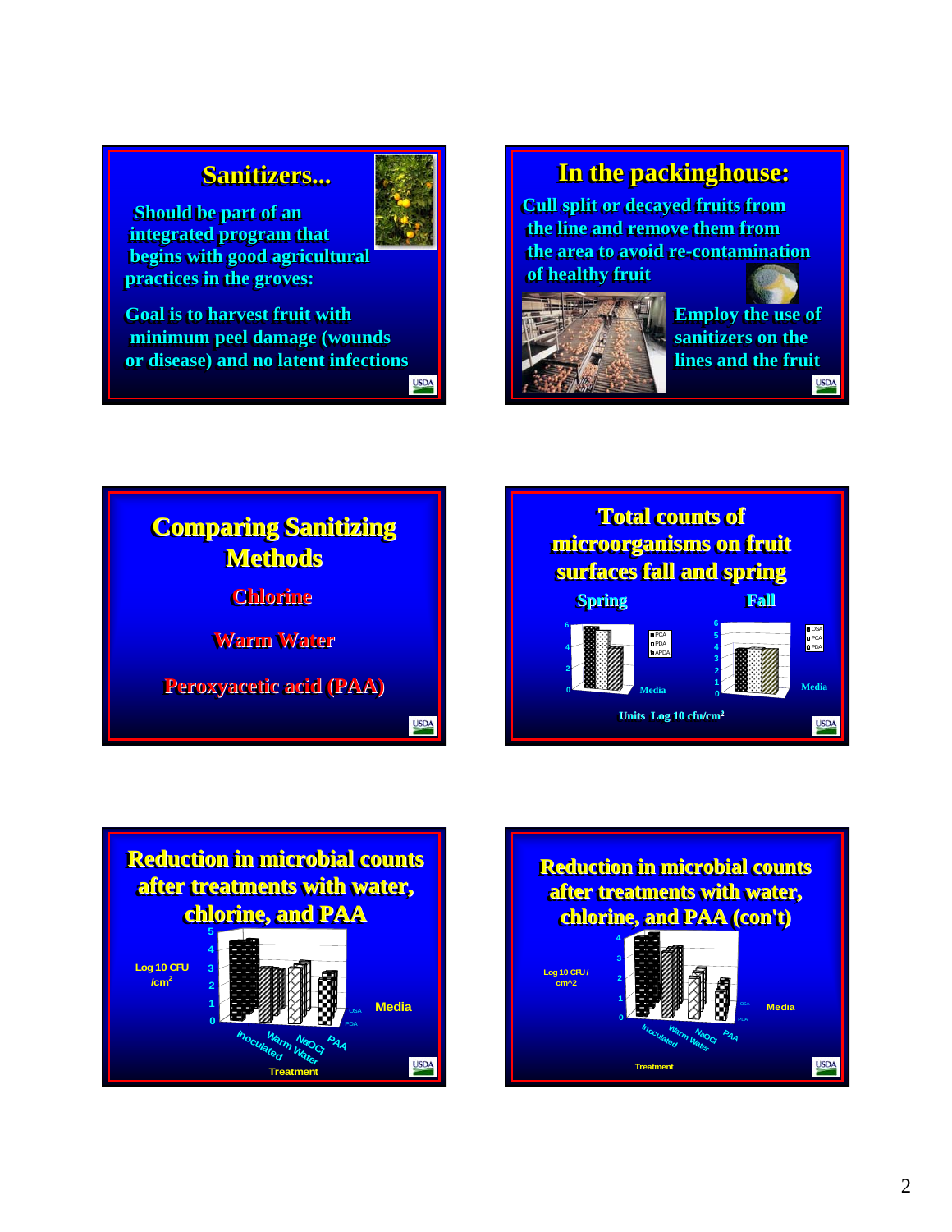## Sanitizers…

Should be part of an integrated program that begins with good agricultural practices in the groves:

Goal is to harvest fruit with minimum peel damage (wounds or disease) and no latent infections

## In the packinghouse:

Cull split or decayed fruits from the line and remove them from the area to avoid re-contamination of healthy fruit

Employ the use of sanitizers on the lines and the fruit

## Comparing Sanitizing Methods

Chlorine

Warm Water

Peroxyacetic acid (PAA)

## Total counts of microorganisms on fruit surfaces fall and spring

Spring

Fall

Media

PCA, PDA, APDA

OSA, PCA, PDA

Units Log 10 cfu/cm²

## Reduction in microbial counts after treatments with water, chlorine, and PAA

Log 10 CFU /cm²

Treatment: Inoculated, Warm Water, NaOCl, PAA

Media: OSA, PDA

## Reduction in microbial counts after treatments with water, chlorine, and PAA (con't)

Log 10 CFU / cm^2

Treatment: Inoculated, Warm Water, NaOCl, PAA

Media: OSA, PDA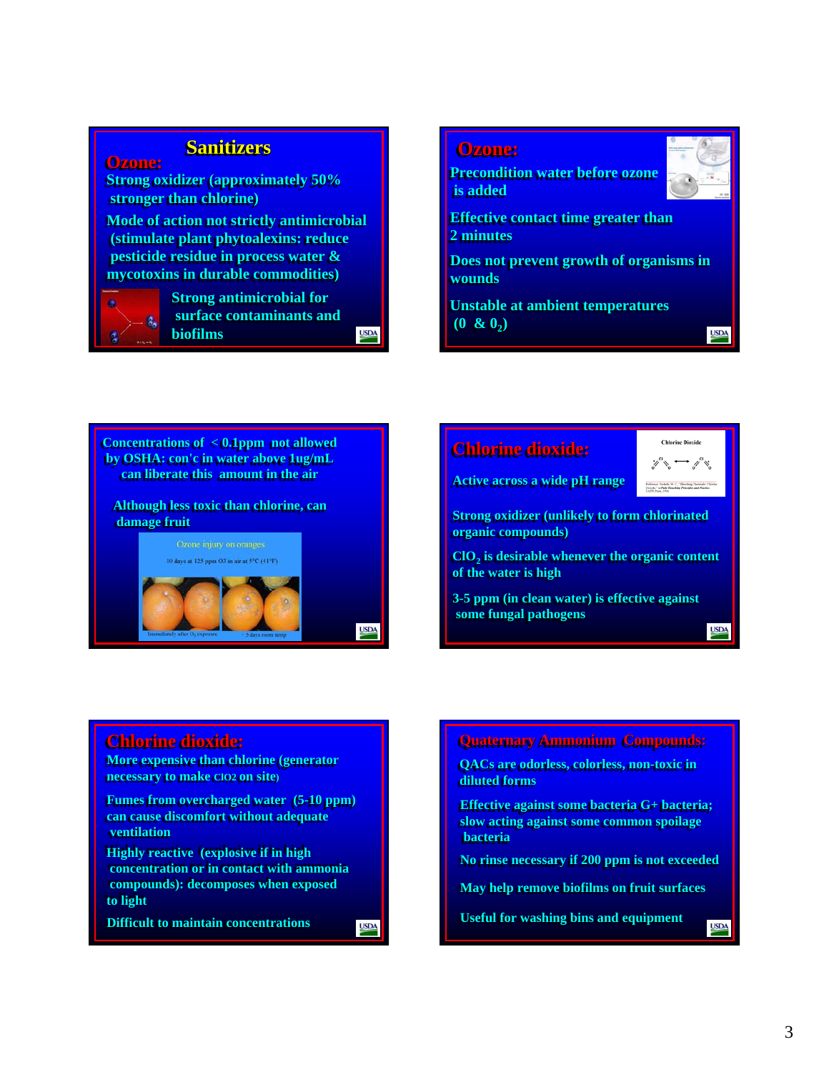## Sanitizers

### Ozone:

Strong oxidizer (approximately 50% stronger than chlorine)

Mode of action not strictly antimicrobial (stimulate plant phytoalexins: reduce pesticide residue in process water & mycotoxins in durable commodities)

Strong antimicrobial for surface contaminants and biofilms

---

### Ozone:

Precondition water before ozone is added

Effective contact time greater than 2 minutes

Does not prevent growth of organisms in wounds

Unstable at ambient temperatures (0 & $0_2$)

---

Concentrations of < 0.1ppm not allowed by OSHA: con'c in water above 1ug/mL can liberate this amount in the air

Although less toxic than chlorine, can damage fruit

Ozone injury on oranges.

30 days at 125 ppm O3 in air at 5°C (41°F)

Immediately after $O_3$ exposure — + 5 days room temp

---

### Chlorine dioxide:

Chlorine Dioxide

Active across a wide pH range

Strong oxidizer (unlikely to form chlorinated organic compounds)

$ClO_2$ is desirable whenever the organic content of the water is high

3-5 ppm (in clean water) is effective against some fungal pathogens

---

### Chlorine dioxide:

More expensive than chlorine (generator necessary to make ClO2 on site)

Fumes from overcharged water (5-10 ppm) can cause discomfort without adequate ventilation

Highly reactive (explosive if in high concentration or in contact with ammonia compounds): decomposes when exposed to light

Difficult to maintain concentrations

---

### Quaternary Ammonium Compounds:

QACs are odorless, colorless, non-toxic in diluted forms

Effective against some bacteria G+ bacteria; slow acting against some common spoilage bacteria

No rinse necessary if 200 ppm is not exceeded

May help remove biofilms on fruit surfaces

Useful for washing bins and equipment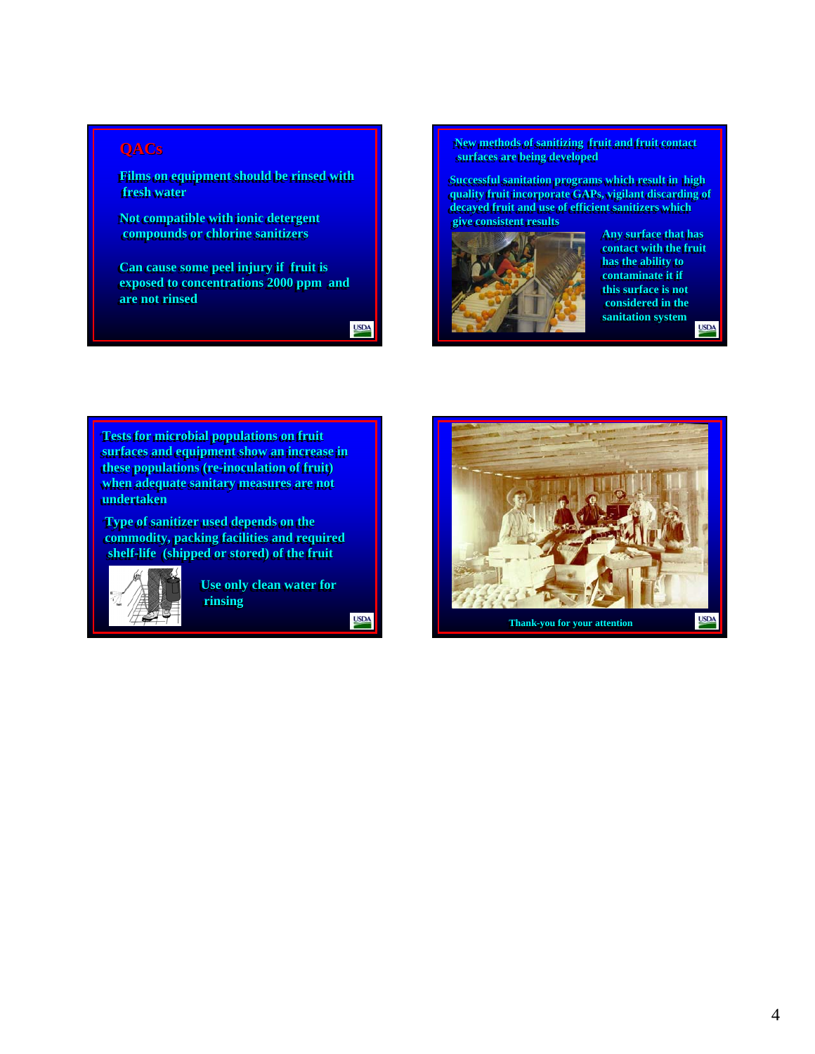## QACs

Films on equipment should be rinsed with fresh water

Not compatible with ionic detergent compounds or chlorine sanitizers

Can cause some peel injury if fruit is exposed to concentrations 2000 ppm and are not rinsed

New methods of sanitizing fruit and fruit contact surfaces are being developed

Successful sanitation programs which result in high quality fruit incorporate GAPs, vigilant discarding of decayed fruit and use of efficient sanitizers which give consistent results

Any surface that has contact with the fruit has the ability to contaminate it if this surface is not considered in the sanitation system

Tests for microbial populations on fruit surfaces and equipment show an increase in these populations (re-inoculation of fruit) when adequate sanitary measures are not undertaken

Type of sanitizer used depends on the commodity, packing facilities and required shelf-life (shipped or stored) of the fruit

Use only clean water for rinsing

Thank-you for your attention